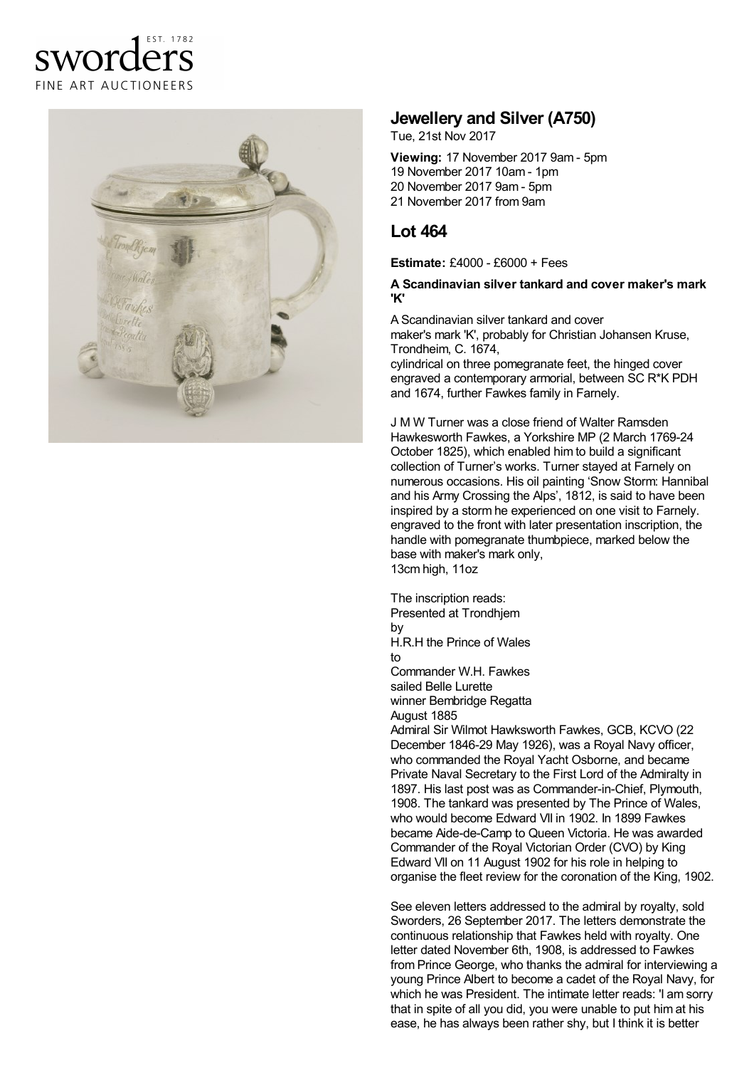sworders
EST. 1782
FINE ART AUCTIONEERS

## Jewellery and Silver (A750)

Tue, 21st Nov 2017

**Viewing:** 17 November 2017 9am - 5pm
19 November 2017 10am - 1pm
20 November 2017 9am - 5pm
21 November 2017 from 9am

## Lot 464

**Estimate:** £4000 - £6000 + Fees

**A Scandinavian silver tankard and cover maker's mark 'K'**

A Scandinavian silver tankard and cover
maker's mark 'K', probably for Christian Johansen Kruse, Trondheim, C. 1674,
cylindrical on three pomegranate feet, the hinged cover engraved a contemporary armorial, between SC R*K PDH and 1674, further Fawkes family in Farnely.

J M W Turner was a close friend of Walter Ramsden Hawkesworth Fawkes, a Yorkshire MP (2 March 1769-24 October 1825), which enabled him to build a significant collection of Turner's works. Turner stayed at Farnely on numerous occasions. His oil painting 'Snow Storm: Hannibal and his Army Crossing the Alps', 1812, is said to have been inspired by a storm he experienced on one visit to Farnely. engraved to the front with later presentation inscription, the handle with pomegranate thumbpiece, marked below the base with maker's mark only,
13cm high, 11oz

The inscription reads:
Presented at Trondhjem
by
H.R.H the Prince of Wales
to
Commander W.H. Fawkes
sailed Belle Lurette
winner Bembridge Regatta
August 1885
Admiral Sir Wilmot Hawksworth Fawkes, GCB, KCVO (22 December 1846-29 May 1926), was a Royal Navy officer, who commanded the Royal Yacht Osborne, and became Private Naval Secretary to the First Lord of the Admiralty in 1897. His last post was as Commander-in-Chief, Plymouth, 1908. The tankard was presented by The Prince of Wales, who would become Edward VII in 1902. In 1899 Fawkes became Aide-de-Camp to Queen Victoria. He was awarded Commander of the Royal Victorian Order (CVO) by King Edward VII on 11 August 1902 for his role in helping to organise the fleet review for the coronation of the King, 1902.

See eleven letters addressed to the admiral by royalty, sold Sworders, 26 September 2017. The letters demonstrate the continuous relationship that Fawkes held with royalty. One letter dated November 6th, 1908, is addressed to Fawkes from Prince George, who thanks the admiral for interviewing a young Prince Albert to become a cadet of the Royal Navy, for which he was President. The intimate letter reads: 'I am sorry that in spite of all you did, you were unable to put him at his ease, he has always been rather shy, but I think it is better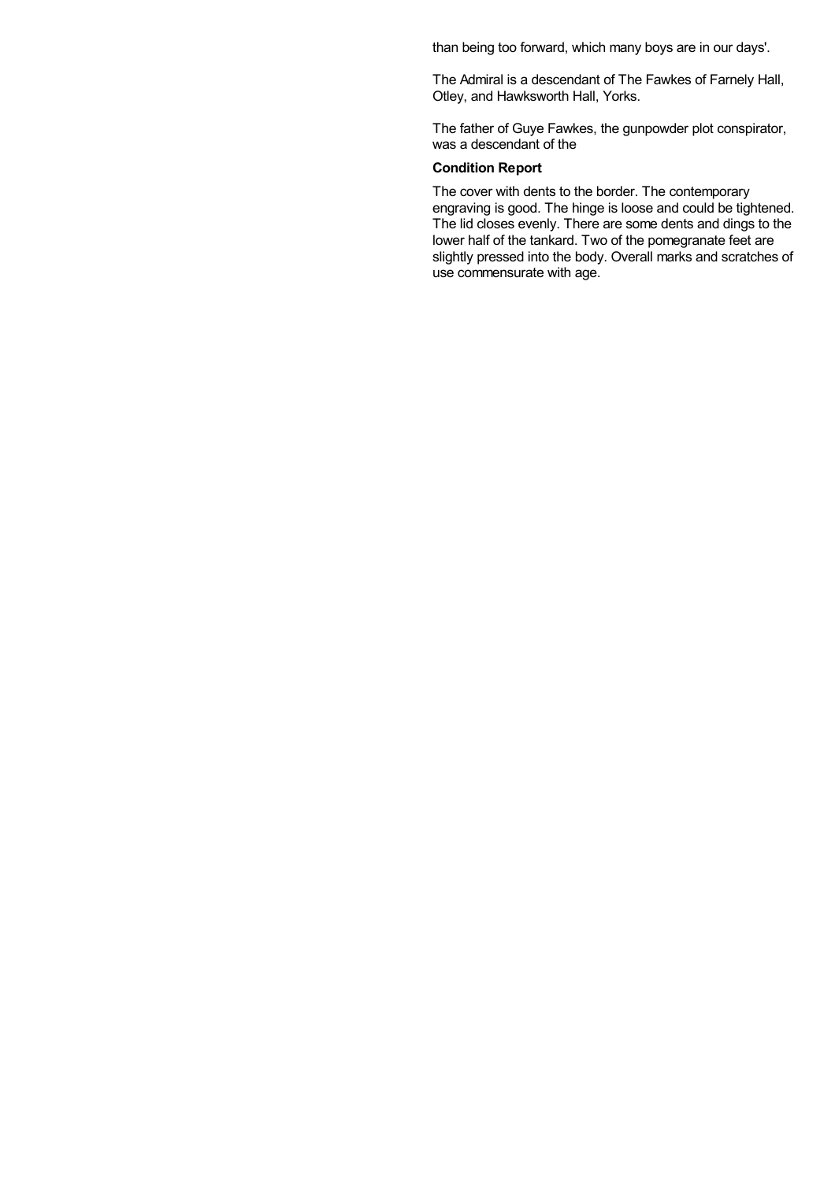than being too forward, which many boys are in our days'.

The Admiral is a descendant of The Fawkes of Farnely Hall, Otley, and Hawksworth Hall, Yorks.

The father of Guye Fawkes, the gunpowder plot conspirator, was a descendant of the

**Condition Report**

The cover with dents to the border. The contemporary engraving is good. The hinge is loose and could be tightened. The lid closes evenly. There are some dents and dings to the lower half of the tankard. Two of the pomegranate feet are slightly pressed into the body. Overall marks and scratches of use commensurate with age.